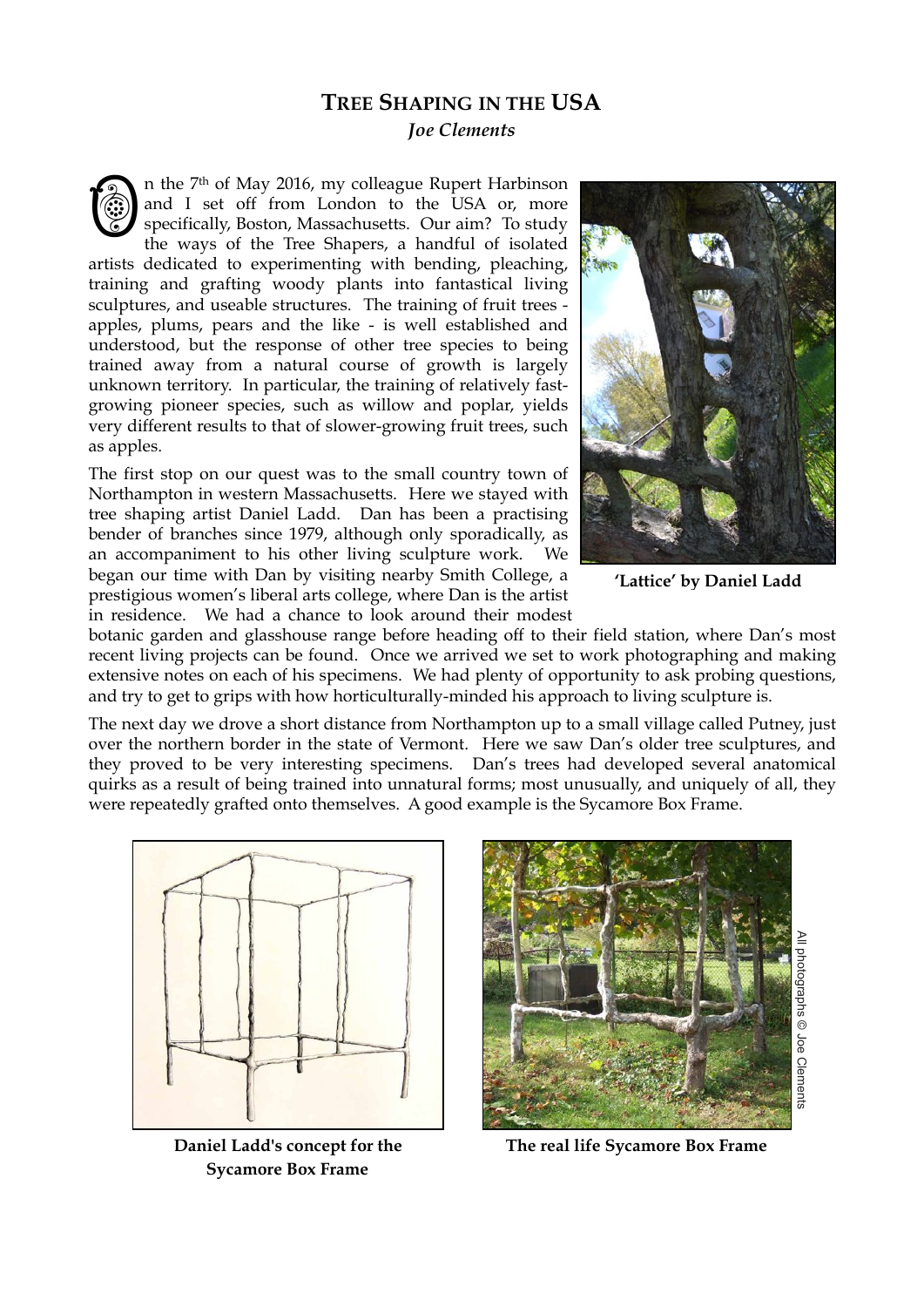# TREE SHAPING IN THE USA

***Joe Clements***

On the 7th of May 2016, my colleague Rupert Harbinson and I set off from London to the USA or, more specifically, Boston, Massachusetts. Our aim? To study the ways of the Tree Shapers, a handful of isolated artists dedicated to experimenting with bending, pleaching, training and grafting woody plants into fantastical living sculptures, and useable structures. The training of fruit trees - apples, plums, pears and the like - is well established and understood, but the response of other tree species to being trained away from a natural course of growth is largely unknown territory. In particular, the training of relatively fast-growing pioneer species, such as willow and poplar, yields very different results to that of slower-growing fruit trees, such as apples.

The first stop on our quest was to the small country town of Northampton in western Massachusetts. Here we stayed with tree shaping artist Daniel Ladd. Dan has been a practising bender of branches since 1979, although only sporadically, as an accompaniment to his other living sculpture work. We began our time with Dan by visiting nearby Smith College, a prestigious women's liberal arts college, where Dan is the artist in residence. We had a chance to look around their modest botanic garden and glasshouse range before heading off to their field station, where Dan's most recent living projects can be found. Once we arrived we set to work photographing and making extensive notes on each of his specimens. We had plenty of opportunity to ask probing questions, and try to get to grips with how horticulturally-minded his approach to living sculpture is.

**'Lattice' by Daniel Ladd**

The next day we drove a short distance from Northampton up to a small village called Putney, just over the northern border in the state of Vermont. Here we saw Dan's older tree sculptures, and they proved to be very interesting specimens. Dan's trees had developed several anatomical quirks as a result of being trained into unnatural forms; most unusually, and uniquely of all, they were repeatedly grafted onto themselves. A good example is the Sycamore Box Frame.

**Daniel Ladd's concept for the Sycamore Box Frame**

**The real life Sycamore Box Frame**

All photographs © Joe Clements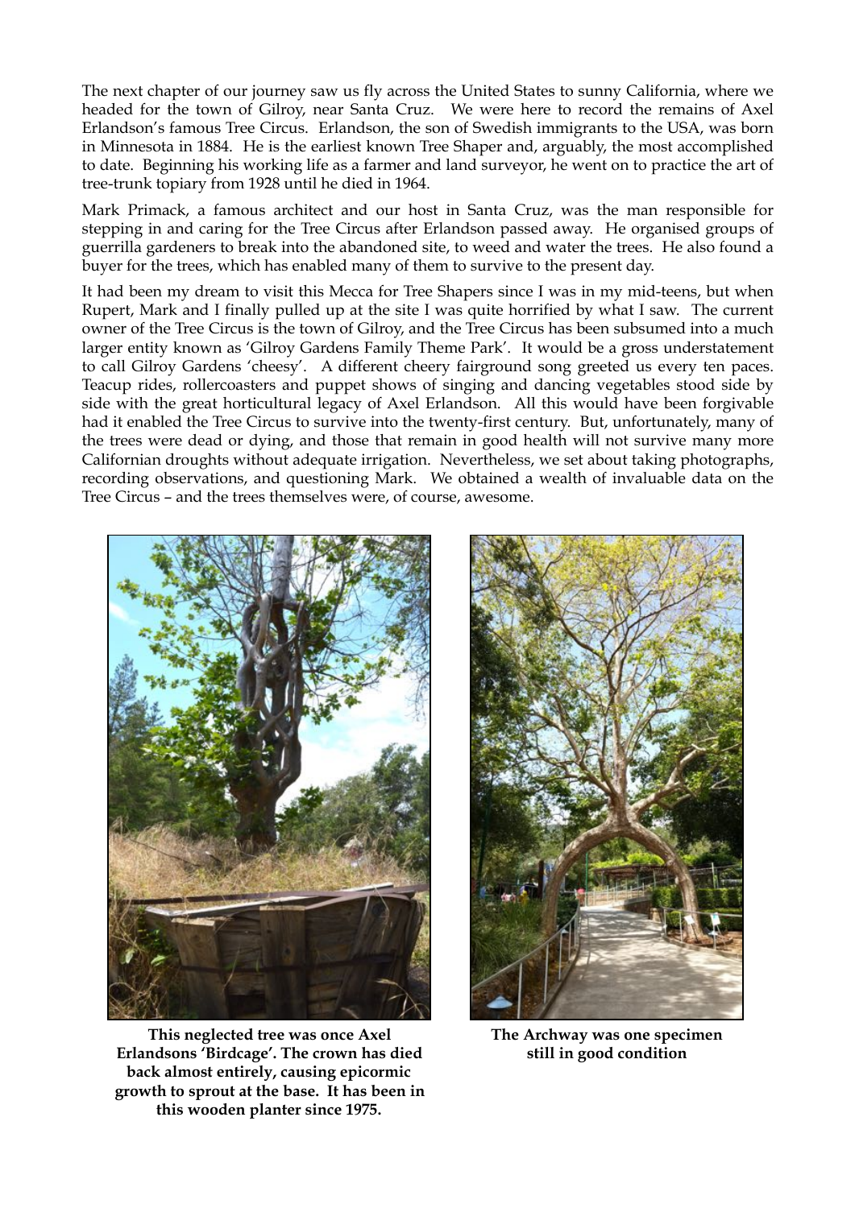The next chapter of our journey saw us fly across the United States to sunny California, where we headed for the town of Gilroy, near Santa Cruz. We were here to record the remains of Axel Erlandson's famous Tree Circus. Erlandson, the son of Swedish immigrants to the USA, was born in Minnesota in 1884. He is the earliest known Tree Shaper and, arguably, the most accomplished to date. Beginning his working life as a farmer and land surveyor, he went on to practice the art of tree-trunk topiary from 1928 until he died in 1964.

Mark Primack, a famous architect and our host in Santa Cruz, was the man responsible for stepping in and caring for the Tree Circus after Erlandson passed away. He organised groups of guerrilla gardeners to break into the abandoned site, to weed and water the trees. He also found a buyer for the trees, which has enabled many of them to survive to the present day.

It had been my dream to visit this Mecca for Tree Shapers since I was in my mid-teens, but when Rupert, Mark and I finally pulled up at the site I was quite horrified by what I saw. The current owner of the Tree Circus is the town of Gilroy, and the Tree Circus has been subsumed into a much larger entity known as 'Gilroy Gardens Family Theme Park'. It would be a gross understatement to call Gilroy Gardens 'cheesy'. A different cheery fairground song greeted us every ten paces. Teacup rides, rollercoasters and puppet shows of singing and dancing vegetables stood side by side with the great horticultural legacy of Axel Erlandson. All this would have been forgivable had it enabled the Tree Circus to survive into the twenty-first century. But, unfortunately, many of the trees were dead or dying, and those that remain in good health will not survive many more Californian droughts without adequate irrigation. Nevertheless, we set about taking photographs, recording observations, and questioning Mark. We obtained a wealth of invaluable data on the Tree Circus – and the trees themselves were, of course, awesome.

**This neglected tree was once Axel Erlandsons 'Birdcage'. The crown has died back almost entirely, causing epicormic growth to sprout at the base. It has been in this wooden planter since 1975.**

**The Archway was one specimen still in good condition**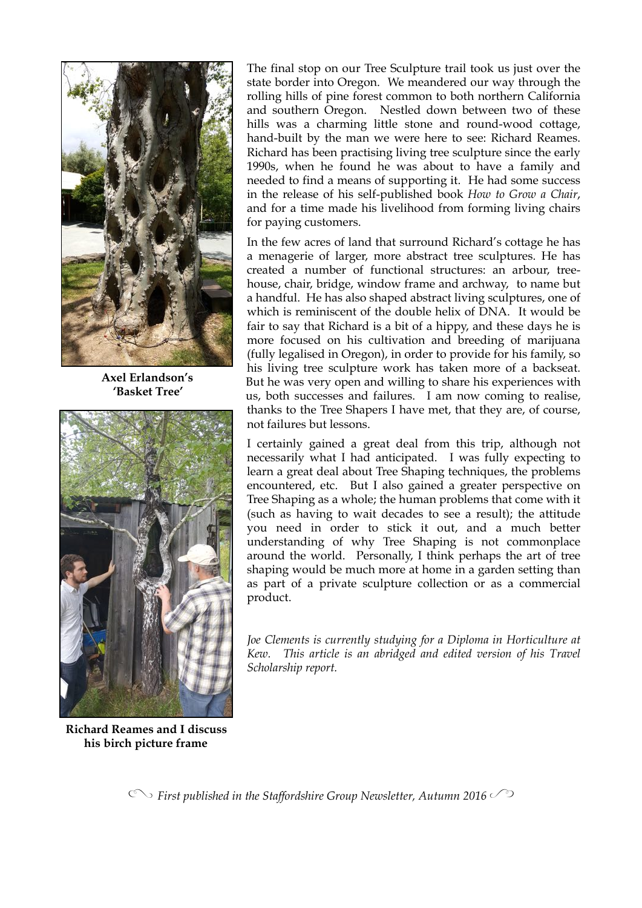**Axel Erlandson's 'Basket Tree'**

**Richard Reames and I discuss his birch picture frame**

The final stop on our Tree Sculpture trail took us just over the state border into Oregon. We meandered our way through the rolling hills of pine forest common to both northern California and southern Oregon. Nestled down between two of these hills was a charming little stone and round-wood cottage, hand-built by the man we were here to see: Richard Reames. Richard has been practising living tree sculpture since the early 1990s, when he found he was about to have a family and needed to find a means of supporting it. He had some success in the release of his self-published book *How to Grow a Chair*, and for a time made his livelihood from forming living chairs for paying customers.

In the few acres of land that surround Richard's cottage he has a menagerie of larger, more abstract tree sculptures. He has created a number of functional structures: an arbour, tree-house, chair, bridge, window frame and archway, to name but a handful. He has also shaped abstract living sculptures, one of which is reminiscent of the double helix of DNA. It would be fair to say that Richard is a bit of a hippy, and these days he is more focused on his cultivation and breeding of marijuana (fully legalised in Oregon), in order to provide for his family, so his living tree sculpture work has taken more of a backseat. But he was very open and willing to share his experiences with us, both successes and failures. I am now coming to realise, thanks to the Tree Shapers I have met, that they are, of course, not failures but lessons.

I certainly gained a great deal from this trip, although not necessarily what I had anticipated. I was fully expecting to learn a great deal about Tree Shaping techniques, the problems encountered, etc. But I also gained a greater perspective on Tree Shaping as a whole; the human problems that come with it (such as having to wait decades to see a result); the attitude you need in order to stick it out, and a much better understanding of why Tree Shaping is not commonplace around the world. Personally, I think perhaps the art of tree shaping would be much more at home in a garden setting than as part of a private sculpture collection or as a commercial product.

*Joe Clements is currently studying for a Diploma in Horticulture at Kew. This article is an abridged and edited version of his Travel Scholarship report.*

*First published in the Staffordshire Group Newsletter, Autumn 2016*